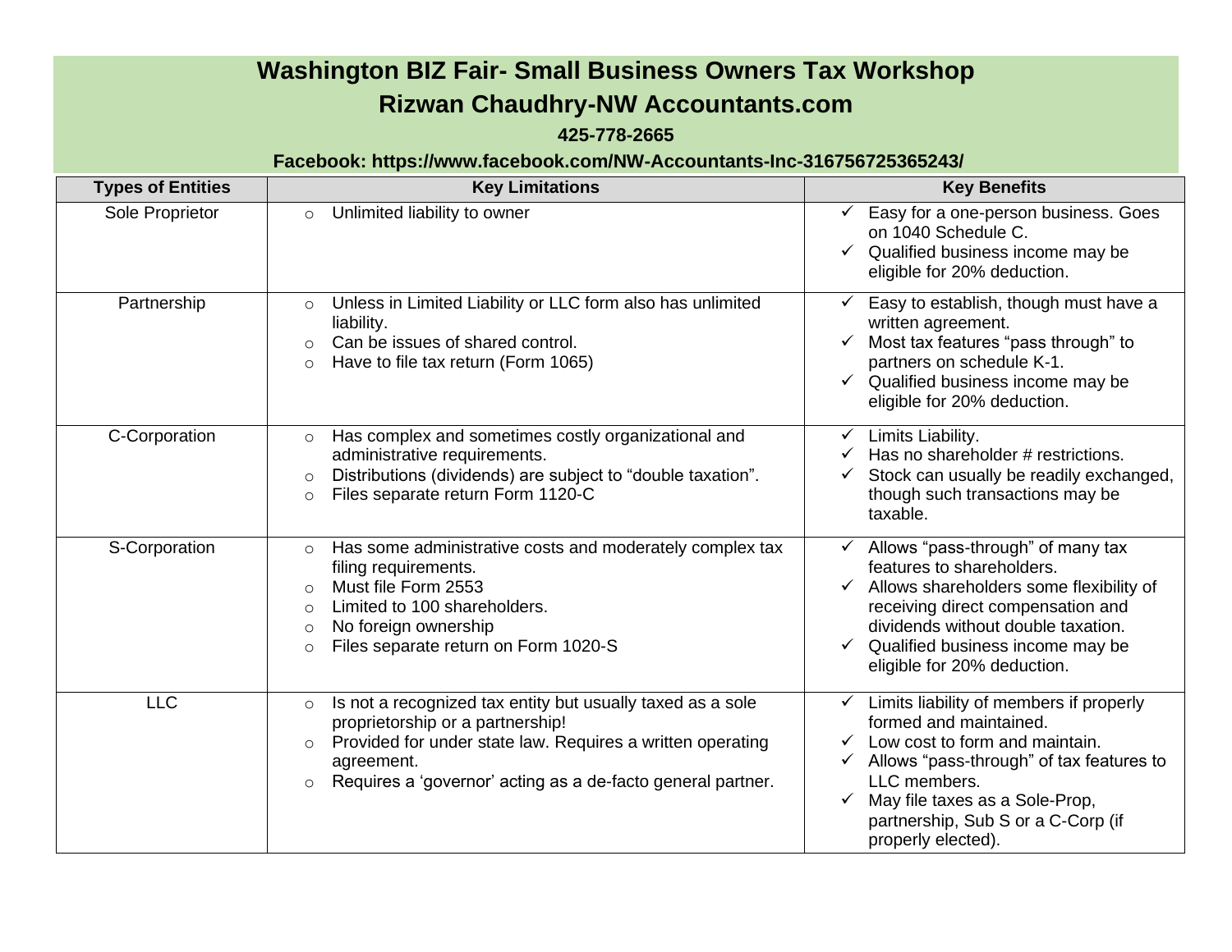# Washington BIZ Fair- Small Business Owners Tax Workshop

## Rizwan Chaudhry-NW Accountants.com

**425-778-2665**

**Facebook: https://www.facebook.com/NW-Accountants-Inc-316756725365243/**

| Types of Entities | Key Limitations | Key Benefits |
|---|---|---|
| Sole Proprietor | ○ Unlimited liability to owner | ✓ Easy for a one-person business. Goes on 1040 Schedule C.<br>✓ Qualified business income may be eligible for 20% deduction. |
| Partnership | ○ Unless in Limited Liability or LLC form also has unlimited liability.<br>○ Can be issues of shared control.<br>○ Have to file tax return (Form 1065) | ✓ Easy to establish, though must have a written agreement.<br>✓ Most tax features "pass through" to partners on schedule K-1.<br>✓ Qualified business income may be eligible for 20% deduction. |
| C-Corporation | ○ Has complex and sometimes costly organizational and administrative requirements.<br>○ Distributions (dividends) are subject to "double taxation".<br>○ Files separate return Form 1120-C | ✓ Limits Liability.<br>✓ Has no shareholder # restrictions.<br>✓ Stock can usually be readily exchanged, though such transactions may be taxable. |
| S-Corporation | ○ Has some administrative costs and moderately complex tax filing requirements.<br>○ Must file Form 2553<br>○ Limited to 100 shareholders.<br>○ No foreign ownership<br>○ Files separate return on Form 1020-S | ✓ Allows "pass-through" of many tax features to shareholders.<br>✓ Allows shareholders some flexibility of receiving direct compensation and dividends without double taxation.<br>✓ Qualified business income may be eligible for 20% deduction. |
| LLC | ○ Is not a recognized tax entity but usually taxed as a sole proprietorship or a partnership!<br>○ Provided for under state law. Requires a written operating agreement.<br>○ Requires a 'governor' acting as a de-facto general partner. | ✓ Limits liability of members if properly formed and maintained.<br>✓ Low cost to form and maintain.<br>✓ Allows "pass-through" of tax features to LLC members.<br>✓ May file taxes as a Sole-Prop, partnership, Sub S or a C-Corp (if properly elected). |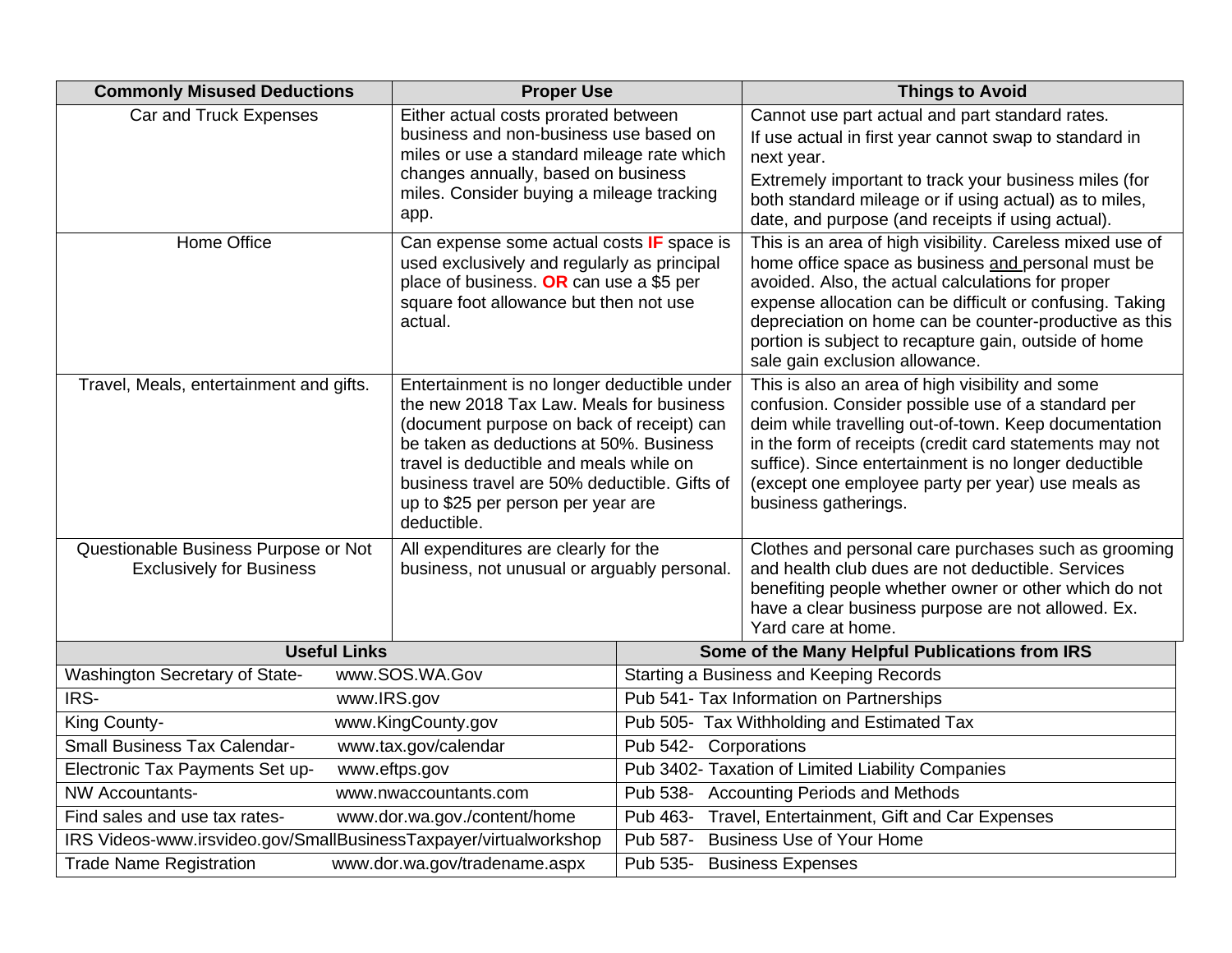| Commonly Misused Deductions | Proper Use | Things to Avoid |
|---|---|---|
| Car and Truck Expenses | Either actual costs prorated between business and non-business use based on miles or use a standard mileage rate which changes annually, based on business miles. Consider buying a mileage tracking app. | Cannot use part actual and part standard rates. If use actual in first year cannot swap to standard in next year. Extremely important to track your business miles (for both standard mileage or if using actual) as to miles, date, and purpose (and receipts if using actual). |
| Home Office | Can expense some actual costs **IF** space is used exclusively and regularly as principal place of business. **OR** can use a $5 per square foot allowance but then not use actual. | This is an area of high visibility. Careless mixed use of home office space as business and personal must be avoided. Also, the actual calculations for proper expense allocation can be difficult or confusing. Taking depreciation on home can be counter-productive as this portion is subject to recapture gain, outside of home sale gain exclusion allowance. |
| Travel, Meals, entertainment and gifts. | Entertainment is no longer deductible under the new 2018 Tax Law. Meals for business (document purpose on back of receipt) can be taken as deductions at 50%. Business travel is deductible and meals while on business travel are 50% deductible. Gifts of up to $25 per person per year are deductible. | This is also an area of high visibility and some confusion. Consider possible use of a standard per deim while travelling out-of-town. Keep documentation in the form of receipts (credit card statements may not suffice). Since entertainment is no longer deductible (except one employee party per year) use meals as business gatherings. |
| Questionable Business Purpose or Not Exclusively for Business | All expenditures are clearly for the business, not unusual or arguably personal. | Clothes and personal care purchases such as grooming and health club dues are not deductible. Services benefiting people whether owner or other which do not have a clear business purpose are not allowed. Ex. Yard care at home. |

| Useful Links | | Some of the Many Helpful Publications from IRS |
|---|---|---|
| Washington Secretary of State- | www.SOS.WA.Gov | Starting a Business and Keeping Records |
| IRS- | www.IRS.gov | Pub 541- Tax Information on Partnerships |
| King County- | www.KingCounty.gov | Pub 505- Tax Withholding and Estimated Tax |
| Small Business Tax Calendar- | www.tax.gov/calendar | Pub 542- Corporations |
| Electronic Tax Payments Set up- | www.eftps.gov | Pub 3402- Taxation of Limited Liability Companies |
| NW Accountants- | www.nwaccountants.com | Pub 538- Accounting Periods and Methods |
| Find sales and use tax rates- | www.dor.wa.gov./content/home | Pub 463- Travel, Entertainment, Gift and Car Expenses |
| IRS Videos-www.irsvideo.gov/SmallBusinessTaxpayer/virtualworkshop | | Pub 587- Business Use of Your Home |
| Trade Name Registration | www.dor.wa.gov/tradename.aspx | Pub 535- Business Expenses |